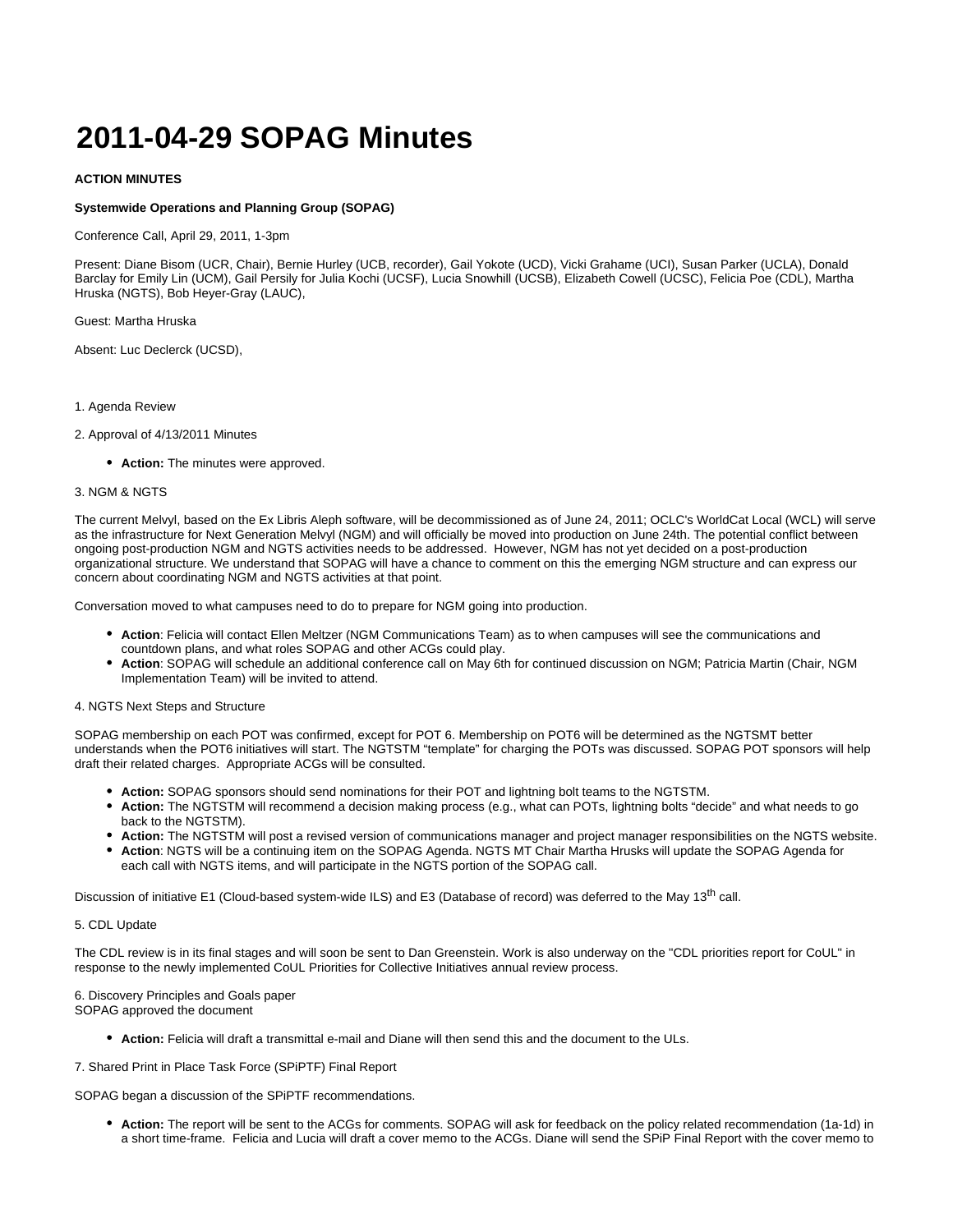# 2011-04-29 SOPAG Minutes

**ACTION MINUTES**

**Systemwide Operations and Planning Group (SOPAG)**

Conference Call, April 29, 2011, 1-3pm

Present: Diane Bisom (UCR, Chair), Bernie Hurley (UCB, recorder), Gail Yokote (UCD), Vicki Grahame (UCI), Susan Parker (UCLA), Donald Barclay for Emily Lin (UCM), Gail Persily for Julia Kochi (UCSF), Lucia Snowhill (UCSB), Elizabeth Cowell (UCSC), Felicia Poe (CDL), Martha Hruska (NGTS), Bob Heyer-Gray (LAUC),

Guest: Martha Hruska

Absent: Luc Declerck (UCSD),

1. Agenda Review

2. Approval of 4/13/2011 Minutes

- **Action:** The minutes were approved.

3. NGM & NGTS

The current Melvyl, based on the Ex Libris Aleph software, will be decommissioned as of June 24, 2011; OCLC's WorldCat Local (WCL) will serve as the infrastructure for Next Generation Melvyl (NGM) and will officially be moved into production on June 24th. The potential conflict between ongoing post-production NGM and NGTS activities needs to be addressed. However, NGM has not yet decided on a post-production organizational structure. We understand that SOPAG will have a chance to comment on this the emerging NGM structure and can express our concern about coordinating NGM and NGTS activities at that point.

Conversation moved to what campuses need to do to prepare for NGM going into production.

- **Action**: Felicia will contact Ellen Meltzer (NGM Communications Team) as to when campuses will see the communications and countdown plans, and what roles SOPAG and other ACGs could play.
- **Action**: SOPAG will schedule an additional conference call on May 6th for continued discussion on NGM; Patricia Martin (Chair, NGM Implementation Team) will be invited to attend.

4. NGTS Next Steps and Structure

SOPAG membership on each POT was confirmed, except for POT 6. Membership on POT6 will be determined as the NGTSMT better understands when the POT6 initiatives will start. The NGTSTM "template" for charging the POTs was discussed. SOPAG POT sponsors will help draft their related charges. Appropriate ACGs will be consulted.

- **Action:** SOPAG sponsors should send nominations for their POT and lightning bolt teams to the NGTSTM.
- **Action:** The NGTSTM will recommend a decision making process (e.g., what can POTs, lightning bolts "decide" and what needs to go back to the NGTSTM).
- **Action:** The NGTSTM will post a revised version of communications manager and project manager responsibilities on the NGTS website.
- **Action**: NGTS will be a continuing item on the SOPAG Agenda. NGTS MT Chair Martha Hrusks will update the SOPAG Agenda for each call with NGTS items, and will participate in the NGTS portion of the SOPAG call.

Discussion of initiative E1 (Cloud-based system-wide ILS) and E3 (Database of record) was deferred to the May 13th call.

5. CDL Update

The CDL review is in its final stages and will soon be sent to Dan Greenstein. Work is also underway on the "CDL priorities report for CoUL" in response to the newly implemented CoUL Priorities for Collective Initiatives annual review process.

6. Discovery Principles and Goals paper
SOPAG approved the document

- **Action:** Felicia will draft a transmittal e-mail and Diane will then send this and the document to the ULs.

7. Shared Print in Place Task Force (SPiPTF) Final Report

SOPAG began a discussion of the SPiPTF recommendations.

- **Action:** The report will be sent to the ACGs for comments. SOPAG will ask for feedback on the policy related recommendation (1a-1d) in a short time-frame. Felicia and Lucia will draft a cover memo to the ACGs. Diane will send the SPiP Final Report with the cover memo to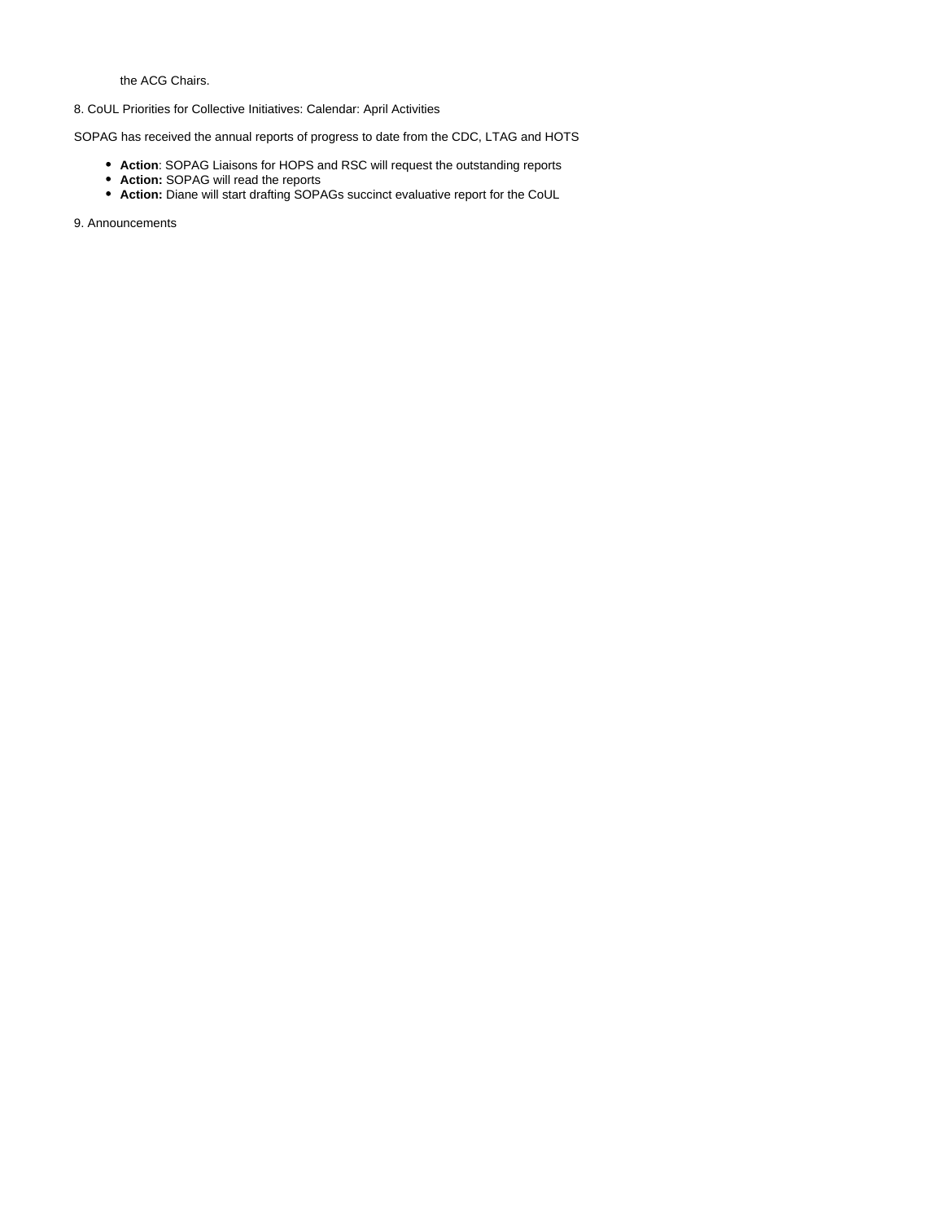the ACG Chairs.

8. CoUL Priorities for Collective Initiatives: Calendar: April Activities

SOPAG has received the annual reports of progress to date from the CDC, LTAG and HOTS

- **Action**: SOPAG Liaisons for HOPS and RSC will request the outstanding reports
- **Action:** SOPAG will read the reports
- **Action:** Diane will start drafting SOPAGs succinct evaluative report for the CoUL

9. Announcements